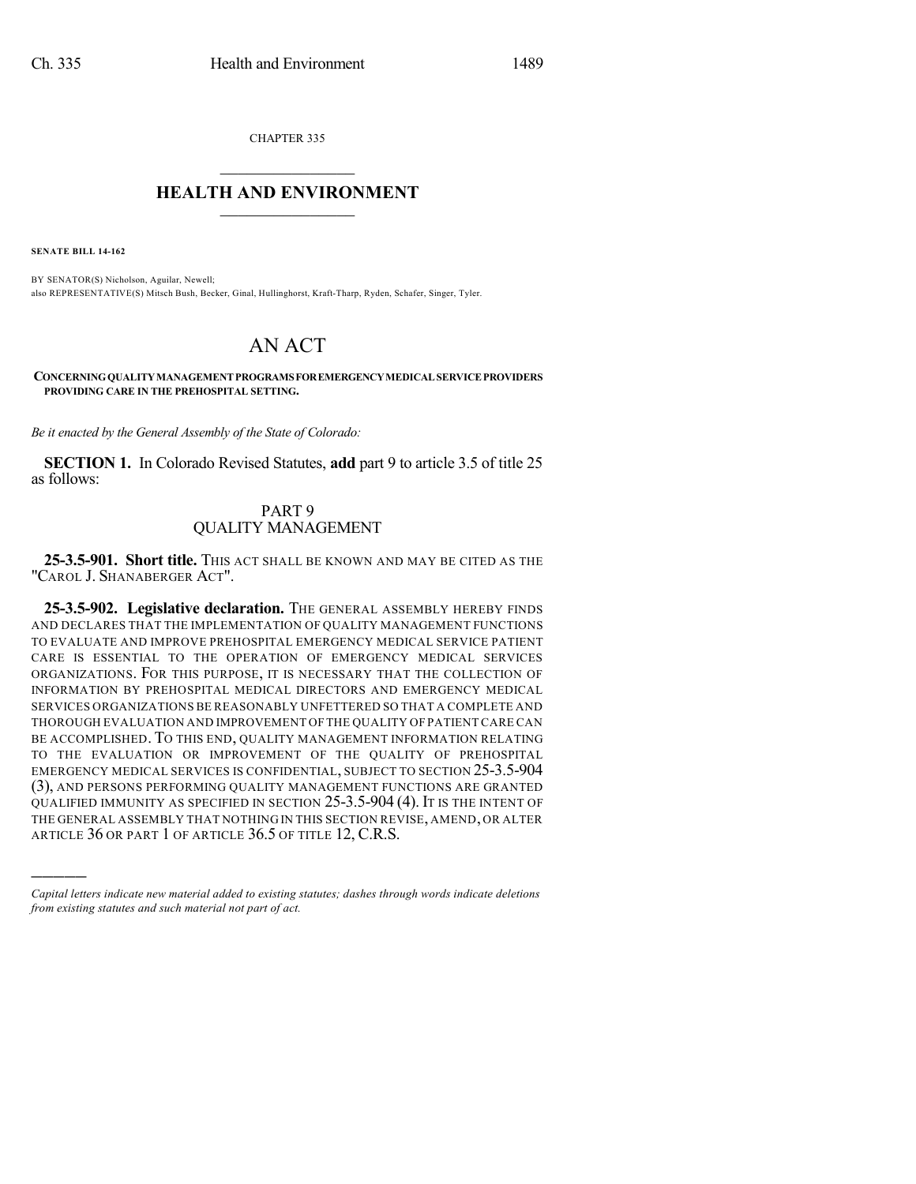CHAPTER 335

# HEALTH AND ENVIRONMENT

**SENATE BILL 14-162**

BY SENATOR(S) Nicholson, Aguilar, Newell;
also REPRESENTATIVE(S) Mitsch Bush, Becker, Ginal, Hullinghorst, Kraft-Tharp, Ryden, Schafer, Singer, Tyler.

# AN ACT

**CONCERNING QUALITY MANAGEMENT PROGRAMS FOR EMERGENCY MEDICAL SERVICE PROVIDERS PROVIDING CARE IN THE PREHOSPITAL SETTING.**

*Be it enacted by the General Assembly of the State of Colorado:*

**SECTION 1.** In Colorado Revised Statutes, **add** part 9 to article 3.5 of title 25 as follows:

## PART 9
## QUALITY MANAGEMENT

**25-3.5-901. Short title.** THIS ACT SHALL BE KNOWN AND MAY BE CITED AS THE "CAROL J. SHANABERGER ACT".

**25-3.5-902. Legislative declaration.** THE GENERAL ASSEMBLY HEREBY FINDS AND DECLARES THAT THE IMPLEMENTATION OF QUALITY MANAGEMENT FUNCTIONS TO EVALUATE AND IMPROVE PREHOSPITAL EMERGENCY MEDICAL SERVICE PATIENT CARE IS ESSENTIAL TO THE OPERATION OF EMERGENCY MEDICAL SERVICES ORGANIZATIONS. FOR THIS PURPOSE, IT IS NECESSARY THAT THE COLLECTION OF INFORMATION BY PREHOSPITAL MEDICAL DIRECTORS AND EMERGENCY MEDICAL SERVICES ORGANIZATIONS BE REASONABLY UNFETTERED SO THAT A COMPLETE AND THOROUGH EVALUATION AND IMPROVEMENT OF THE QUALITY OF PATIENT CARE CAN BE ACCOMPLISHED. TO THIS END, QUALITY MANAGEMENT INFORMATION RELATING TO THE EVALUATION OR IMPROVEMENT OF THE QUALITY OF PREHOSPITAL EMERGENCY MEDICAL SERVICES IS CONFIDENTIAL, SUBJECT TO SECTION 25-3.5-904 (3), AND PERSONS PERFORMING QUALITY MANAGEMENT FUNCTIONS ARE GRANTED QUALIFIED IMMUNITY AS SPECIFIED IN SECTION 25-3.5-904 (4). IT IS THE INTENT OF THE GENERAL ASSEMBLY THAT NOTHING IN THIS SECTION REVISE, AMEND, OR ALTER ARTICLE 36 OR PART 1 OF ARTICLE 36.5 OF TITLE 12, C.R.S.

---

*Capital letters indicate new material added to existing statutes; dashes through words indicate deletions from existing statutes and such material not part of act.*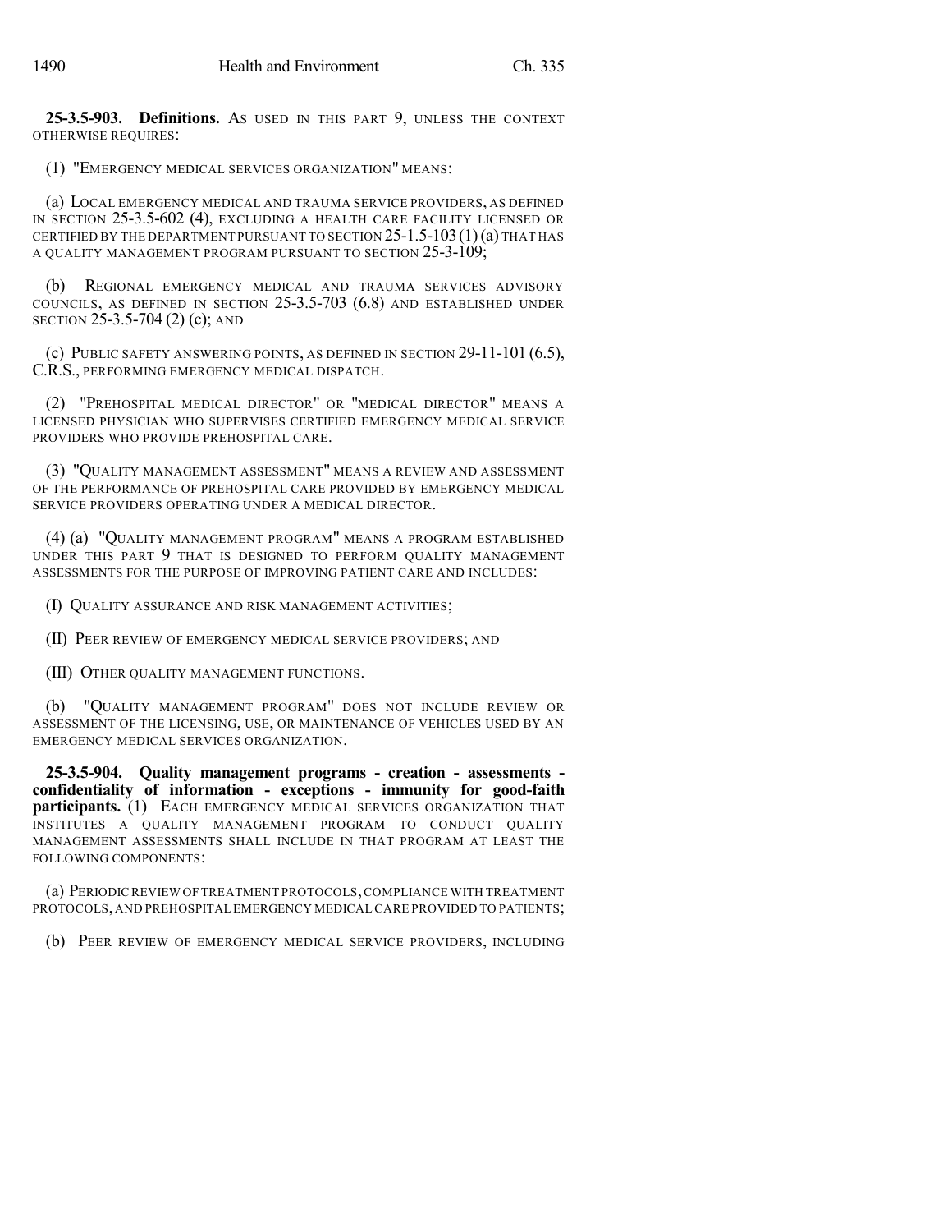**25-3.5-903. Definitions.** AS USED IN THIS PART 9, UNLESS THE CONTEXT OTHERWISE REQUIRES:

(1) "EMERGENCY MEDICAL SERVICES ORGANIZATION" MEANS:

(a) LOCAL EMERGENCY MEDICAL AND TRAUMA SERVICE PROVIDERS, AS DEFINED IN SECTION 25-3.5-602 (4), EXCLUDING A HEALTH CARE FACILITY LICENSED OR CERTIFIED BY THE DEPARTMENT PURSUANT TO SECTION 25-1.5-103 (1) (a) THAT HAS A QUALITY MANAGEMENT PROGRAM PURSUANT TO SECTION 25-3-109;

(b) REGIONAL EMERGENCY MEDICAL AND TRAUMA SERVICES ADVISORY COUNCILS, AS DEFINED IN SECTION 25-3.5-703 (6.8) AND ESTABLISHED UNDER SECTION 25-3.5-704 (2) (c); AND

(c) PUBLIC SAFETY ANSWERING POINTS, AS DEFINED IN SECTION 29-11-101 (6.5), C.R.S., PERFORMING EMERGENCY MEDICAL DISPATCH.

(2) "PREHOSPITAL MEDICAL DIRECTOR" OR "MEDICAL DIRECTOR" MEANS A LICENSED PHYSICIAN WHO SUPERVISES CERTIFIED EMERGENCY MEDICAL SERVICE PROVIDERS WHO PROVIDE PREHOSPITAL CARE.

(3) "QUALITY MANAGEMENT ASSESSMENT" MEANS A REVIEW AND ASSESSMENT OF THE PERFORMANCE OF PREHOSPITAL CARE PROVIDED BY EMERGENCY MEDICAL SERVICE PROVIDERS OPERATING UNDER A MEDICAL DIRECTOR.

(4) (a) "QUALITY MANAGEMENT PROGRAM" MEANS A PROGRAM ESTABLISHED UNDER THIS PART 9 THAT IS DESIGNED TO PERFORM QUALITY MANAGEMENT ASSESSMENTS FOR THE PURPOSE OF IMPROVING PATIENT CARE AND INCLUDES:

(I) QUALITY ASSURANCE AND RISK MANAGEMENT ACTIVITIES;

(II) PEER REVIEW OF EMERGENCY MEDICAL SERVICE PROVIDERS; AND

(III) OTHER QUALITY MANAGEMENT FUNCTIONS.

(b) "QUALITY MANAGEMENT PROGRAM" DOES NOT INCLUDE REVIEW OR ASSESSMENT OF THE LICENSING, USE, OR MAINTENANCE OF VEHICLES USED BY AN EMERGENCY MEDICAL SERVICES ORGANIZATION.

**25-3.5-904. Quality management programs - creation - assessments - confidentiality of information - exceptions - immunity for good-faith participants.** (1) EACH EMERGENCY MEDICAL SERVICES ORGANIZATION THAT INSTITUTES A QUALITY MANAGEMENT PROGRAM TO CONDUCT QUALITY MANAGEMENT ASSESSMENTS SHALL INCLUDE IN THAT PROGRAM AT LEAST THE FOLLOWING COMPONENTS:

(a) PERIODIC REVIEW OF TREATMENT PROTOCOLS, COMPLIANCE WITH TREATMENT PROTOCOLS, AND PREHOSPITAL EMERGENCY MEDICAL CARE PROVIDED TO PATIENTS;

(b) PEER REVIEW OF EMERGENCY MEDICAL SERVICE PROVIDERS, INCLUDING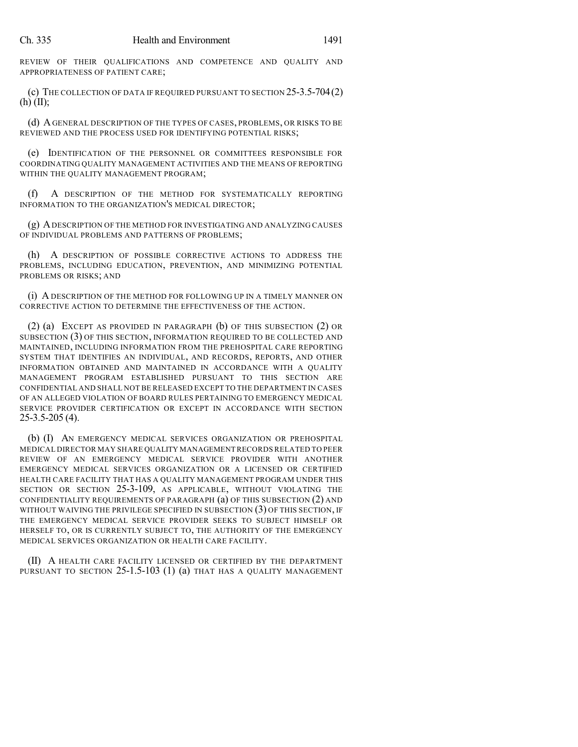REVIEW OF THEIR QUALIFICATIONS AND COMPETENCE AND QUALITY AND APPROPRIATENESS OF PATIENT CARE;

(c) THE COLLECTION OF DATA IF REQUIRED PURSUANT TO SECTION 25-3.5-704 (2) (h) (II);

(d) A GENERAL DESCRIPTION OF THE TYPES OF CASES, PROBLEMS, OR RISKS TO BE REVIEWED AND THE PROCESS USED FOR IDENTIFYING POTENTIAL RISKS;

(e) IDENTIFICATION OF THE PERSONNEL OR COMMITTEES RESPONSIBLE FOR COORDINATING QUALITY MANAGEMENT ACTIVITIES AND THE MEANS OF REPORTING WITHIN THE QUALITY MANAGEMENT PROGRAM;

(f) A DESCRIPTION OF THE METHOD FOR SYSTEMATICALLY REPORTING INFORMATION TO THE ORGANIZATION'S MEDICAL DIRECTOR;

(g) A DESCRIPTION OF THE METHOD FOR INVESTIGATING AND ANALYZING CAUSES OF INDIVIDUAL PROBLEMS AND PATTERNS OF PROBLEMS;

(h) A DESCRIPTION OF POSSIBLE CORRECTIVE ACTIONS TO ADDRESS THE PROBLEMS, INCLUDING EDUCATION, PREVENTION, AND MINIMIZING POTENTIAL PROBLEMS OR RISKS; AND

(i) A DESCRIPTION OF THE METHOD FOR FOLLOWING UP IN A TIMELY MANNER ON CORRECTIVE ACTION TO DETERMINE THE EFFECTIVENESS OF THE ACTION.

(2) (a) EXCEPT AS PROVIDED IN PARAGRAPH (b) OF THIS SUBSECTION (2) OR SUBSECTION (3) OF THIS SECTION, INFORMATION REQUIRED TO BE COLLECTED AND MAINTAINED, INCLUDING INFORMATION FROM THE PREHOSPITAL CARE REPORTING SYSTEM THAT IDENTIFIES AN INDIVIDUAL, AND RECORDS, REPORTS, AND OTHER INFORMATION OBTAINED AND MAINTAINED IN ACCORDANCE WITH A QUALITY MANAGEMENT PROGRAM ESTABLISHED PURSUANT TO THIS SECTION ARE CONFIDENTIAL AND SHALL NOT BE RELEASED EXCEPT TO THE DEPARTMENT IN CASES OF AN ALLEGED VIOLATION OF BOARD RULES PERTAINING TO EMERGENCY MEDICAL SERVICE PROVIDER CERTIFICATION OR EXCEPT IN ACCORDANCE WITH SECTION 25-3.5-205 (4).

(b) (I) AN EMERGENCY MEDICAL SERVICES ORGANIZATION OR PREHOSPITAL MEDICAL DIRECTOR MAY SHARE QUALITY MANAGEMENT RECORDS RELATED TO PEER REVIEW OF AN EMERGENCY MEDICAL SERVICE PROVIDER WITH ANOTHER EMERGENCY MEDICAL SERVICES ORGANIZATION OR A LICENSED OR CERTIFIED HEALTH CARE FACILITY THAT HAS A QUALITY MANAGEMENT PROGRAM UNDER THIS SECTION OR SECTION 25-3-109, AS APPLICABLE, WITHOUT VIOLATING THE CONFIDENTIALITY REQUIREMENTS OF PARAGRAPH (a) OF THIS SUBSECTION (2) AND WITHOUT WAIVING THE PRIVILEGE SPECIFIED IN SUBSECTION (3) OF THIS SECTION, IF THE EMERGENCY MEDICAL SERVICE PROVIDER SEEKS TO SUBJECT HIMSELF OR HERSELF TO, OR IS CURRENTLY SUBJECT TO, THE AUTHORITY OF THE EMERGENCY MEDICAL SERVICES ORGANIZATION OR HEALTH CARE FACILITY.

(II) A HEALTH CARE FACILITY LICENSED OR CERTIFIED BY THE DEPARTMENT PURSUANT TO SECTION 25-1.5-103 (1) (a) THAT HAS A QUALITY MANAGEMENT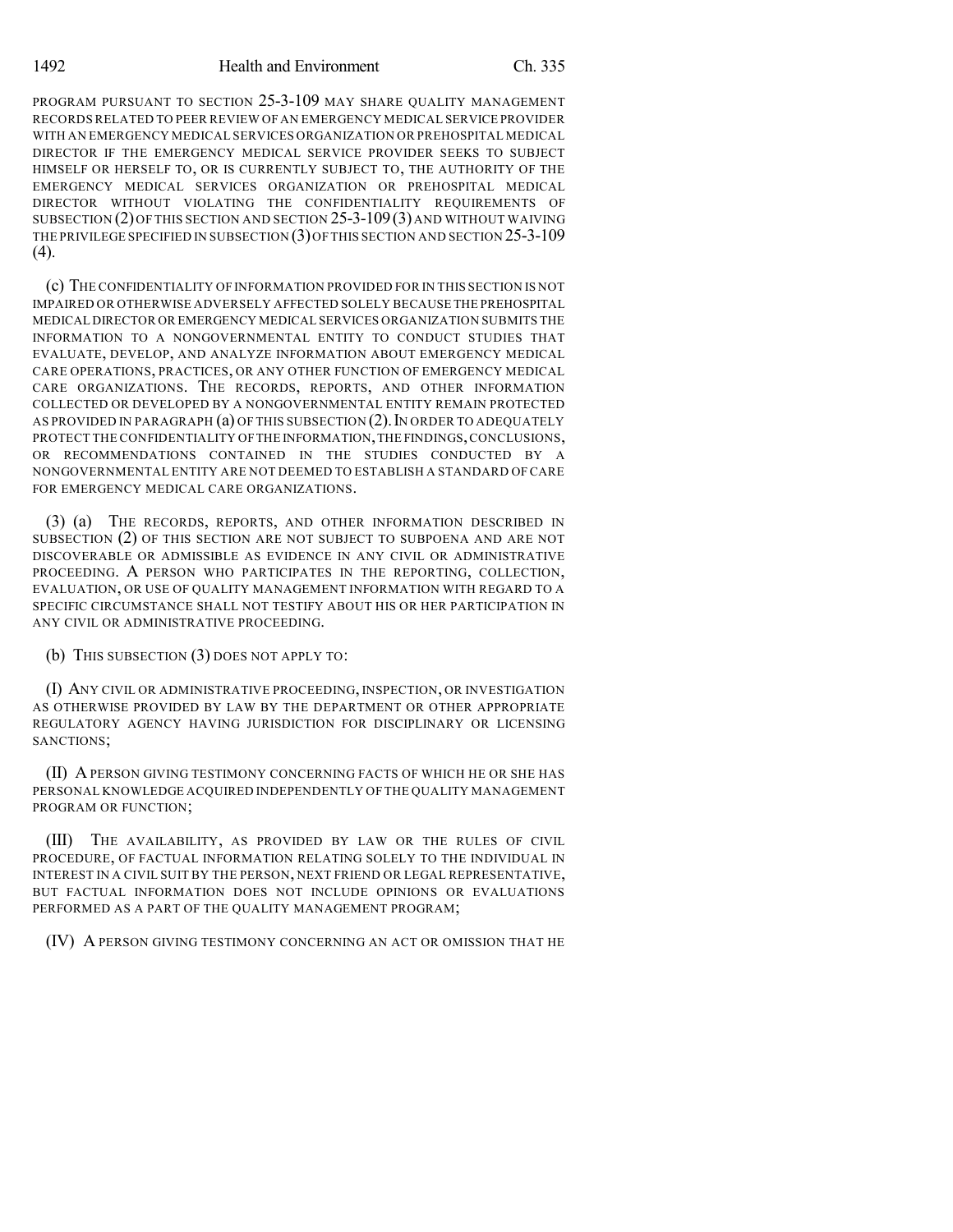PROGRAM PURSUANT TO SECTION 25-3-109 MAY SHARE QUALITY MANAGEMENT RECORDS RELATED TO PEER REVIEW OF AN EMERGENCY MEDICAL SERVICE PROVIDER WITH AN EMERGENCY MEDICAL SERVICES ORGANIZATION OR PREHOSPITAL MEDICAL DIRECTOR IF THE EMERGENCY MEDICAL SERVICE PROVIDER SEEKS TO SUBJECT HIMSELF OR HERSELF TO, OR IS CURRENTLY SUBJECT TO, THE AUTHORITY OF THE EMERGENCY MEDICAL SERVICES ORGANIZATION OR PREHOSPITAL MEDICAL DIRECTOR WITHOUT VIOLATING THE CONFIDENTIALITY REQUIREMENTS OF SUBSECTION (2) OF THIS SECTION AND SECTION 25-3-109 (3) AND WITHOUT WAIVING THE PRIVILEGE SPECIFIED IN SUBSECTION (3) OF THIS SECTION AND SECTION 25-3-109 (4).

(c) THE CONFIDENTIALITY OF INFORMATION PROVIDED FOR IN THIS SECTION IS NOT IMPAIRED OR OTHERWISE ADVERSELY AFFECTED SOLELY BECAUSE THE PREHOSPITAL MEDICAL DIRECTOR OR EMERGENCY MEDICAL SERVICES ORGANIZATION SUBMITS THE INFORMATION TO A NONGOVERNMENTAL ENTITY TO CONDUCT STUDIES THAT EVALUATE, DEVELOP, AND ANALYZE INFORMATION ABOUT EMERGENCY MEDICAL CARE OPERATIONS, PRACTICES, OR ANY OTHER FUNCTION OF EMERGENCY MEDICAL CARE ORGANIZATIONS. THE RECORDS, REPORTS, AND OTHER INFORMATION COLLECTED OR DEVELOPED BY A NONGOVERNMENTAL ENTITY REMAIN PROTECTED AS PROVIDED IN PARAGRAPH (a) OF THIS SUBSECTION (2). IN ORDER TO ADEQUATELY PROTECT THE CONFIDENTIALITY OF THE INFORMATION, THE FINDINGS, CONCLUSIONS, OR RECOMMENDATIONS CONTAINED IN THE STUDIES CONDUCTED BY A NONGOVERNMENTAL ENTITY ARE NOT DEEMED TO ESTABLISH A STANDARD OF CARE FOR EMERGENCY MEDICAL CARE ORGANIZATIONS.

(3) (a) THE RECORDS, REPORTS, AND OTHER INFORMATION DESCRIBED IN SUBSECTION (2) OF THIS SECTION ARE NOT SUBJECT TO SUBPOENA AND ARE NOT DISCOVERABLE OR ADMISSIBLE AS EVIDENCE IN ANY CIVIL OR ADMINISTRATIVE PROCEEDING. A PERSON WHO PARTICIPATES IN THE REPORTING, COLLECTION, EVALUATION, OR USE OF QUALITY MANAGEMENT INFORMATION WITH REGARD TO A SPECIFIC CIRCUMSTANCE SHALL NOT TESTIFY ABOUT HIS OR HER PARTICIPATION IN ANY CIVIL OR ADMINISTRATIVE PROCEEDING.

(b) THIS SUBSECTION (3) DOES NOT APPLY TO:

(I) ANY CIVIL OR ADMINISTRATIVE PROCEEDING, INSPECTION, OR INVESTIGATION AS OTHERWISE PROVIDED BY LAW BY THE DEPARTMENT OR OTHER APPROPRIATE REGULATORY AGENCY HAVING JURISDICTION FOR DISCIPLINARY OR LICENSING SANCTIONS;

(II) A PERSON GIVING TESTIMONY CONCERNING FACTS OF WHICH HE OR SHE HAS PERSONAL KNOWLEDGE ACQUIRED INDEPENDENTLY OF THE QUALITY MANAGEMENT PROGRAM OR FUNCTION;

(III) THE AVAILABILITY, AS PROVIDED BY LAW OR THE RULES OF CIVIL PROCEDURE, OF FACTUAL INFORMATION RELATING SOLELY TO THE INDIVIDUAL IN INTEREST IN A CIVIL SUIT BY THE PERSON, NEXT FRIEND OR LEGAL REPRESENTATIVE, BUT FACTUAL INFORMATION DOES NOT INCLUDE OPINIONS OR EVALUATIONS PERFORMED AS A PART OF THE QUALITY MANAGEMENT PROGRAM;

(IV) A PERSON GIVING TESTIMONY CONCERNING AN ACT OR OMISSION THAT HE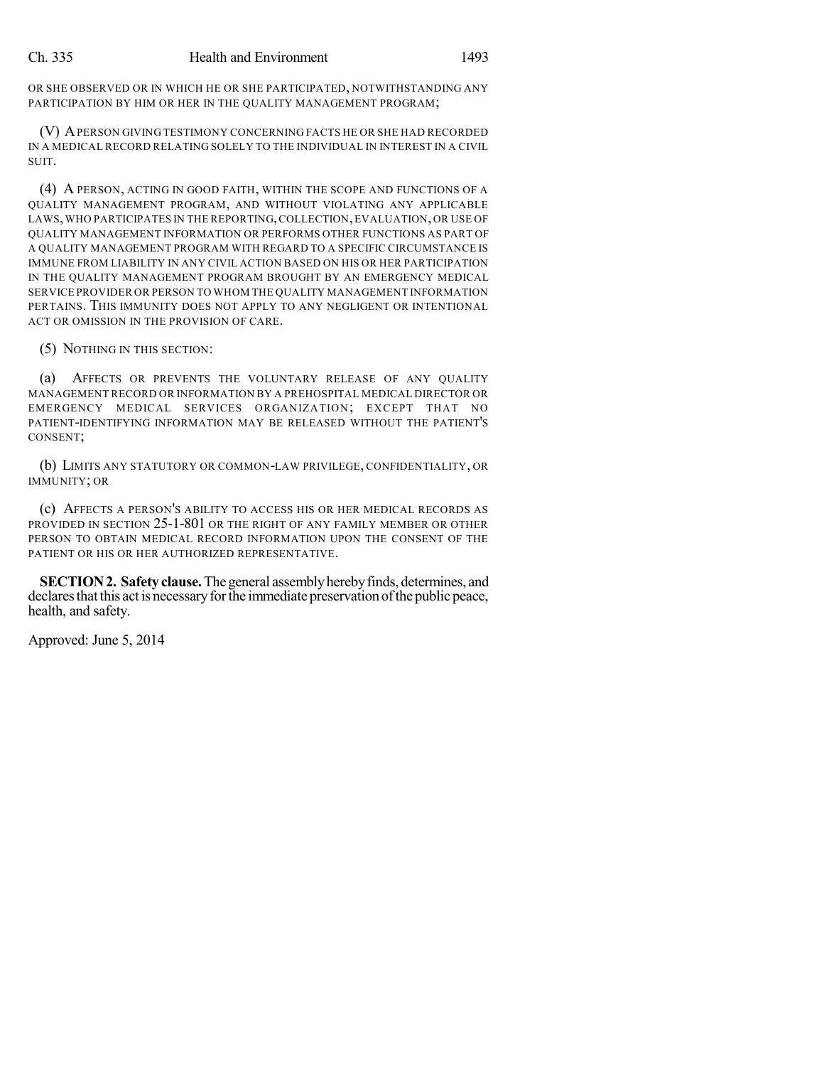OR SHE OBSERVED OR IN WHICH HE OR SHE PARTICIPATED, NOTWITHSTANDING ANY PARTICIPATION BY HIM OR HER IN THE QUALITY MANAGEMENT PROGRAM;

(V) A PERSON GIVING TESTIMONY CONCERNING FACTS HE OR SHE HAD RECORDED IN A MEDICAL RECORD RELATING SOLELY TO THE INDIVIDUAL IN INTEREST IN A CIVIL SUIT.

(4) A PERSON, ACTING IN GOOD FAITH, WITHIN THE SCOPE AND FUNCTIONS OF A QUALITY MANAGEMENT PROGRAM, AND WITHOUT VIOLATING ANY APPLICABLE LAWS, WHO PARTICIPATES IN THE REPORTING, COLLECTION, EVALUATION, OR USE OF QUALITY MANAGEMENT INFORMATION OR PERFORMS OTHER FUNCTIONS AS PART OF A QUALITY MANAGEMENT PROGRAM WITH REGARD TO A SPECIFIC CIRCUMSTANCE IS IMMUNE FROM LIABILITY IN ANY CIVIL ACTION BASED ON HIS OR HER PARTICIPATION IN THE QUALITY MANAGEMENT PROGRAM BROUGHT BY AN EMERGENCY MEDICAL SERVICE PROVIDER OR PERSON TO WHOM THE QUALITY MANAGEMENT INFORMATION PERTAINS. THIS IMMUNITY DOES NOT APPLY TO ANY NEGLIGENT OR INTENTIONAL ACT OR OMISSION IN THE PROVISION OF CARE.

(5) NOTHING IN THIS SECTION:

(a) AFFECTS OR PREVENTS THE VOLUNTARY RELEASE OF ANY QUALITY MANAGEMENT RECORD OR INFORMATION BY A PREHOSPITAL MEDICAL DIRECTOR OR EMERGENCY MEDICAL SERVICES ORGANIZATION; EXCEPT THAT NO PATIENT-IDENTIFYING INFORMATION MAY BE RELEASED WITHOUT THE PATIENT'S CONSENT;

(b) LIMITS ANY STATUTORY OR COMMON-LAW PRIVILEGE, CONFIDENTIALITY, OR IMMUNITY; OR

(c) AFFECTS A PERSON'S ABILITY TO ACCESS HIS OR HER MEDICAL RECORDS AS PROVIDED IN SECTION 25-1-801 OR THE RIGHT OF ANY FAMILY MEMBER OR OTHER PERSON TO OBTAIN MEDICAL RECORD INFORMATION UPON THE CONSENT OF THE PATIENT OR HIS OR HER AUTHORIZED REPRESENTATIVE.

**SECTION 2. Safety clause.** The general assembly hereby finds, determines, and declares that this act is necessary for the immediate preservation of the public peace, health, and safety.

Approved: June 5, 2014